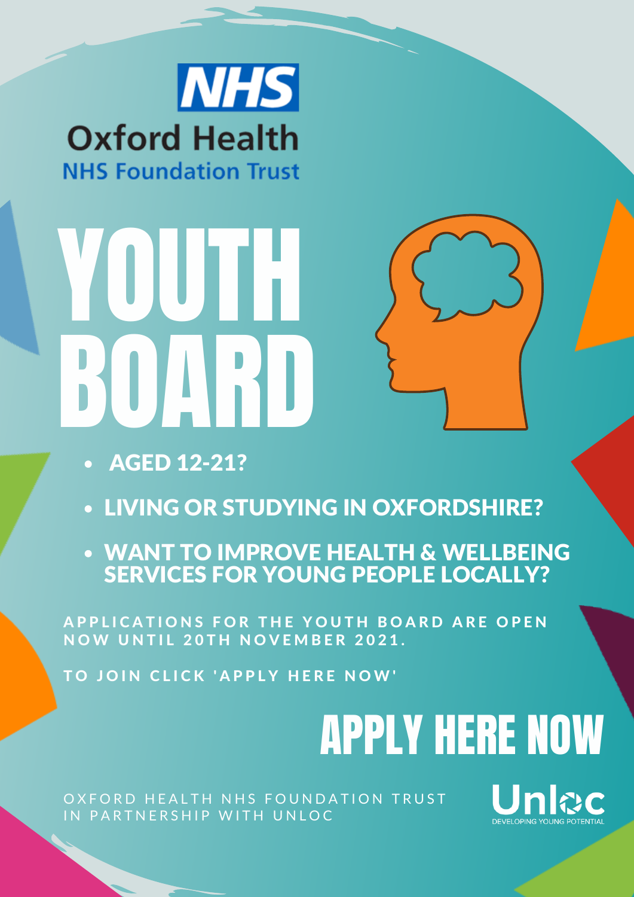NHS

Oxford Health

NHS Foundation Trust

# YOUTH BOARD

- AGED 12-21?
- LIVING OR STUDYING IN OXFORDSHIRE?
- WANT TO IMPROVE HEALTH & WELLBEING SERVICES FOR YOUNG PEOPLE LOCALLY?

APPLICATIONS FOR THE YOUTH BOARD ARE OPEN NOW UNTIL 20TH NOVEMBER 2021.

TO JOIN CLICK 'APPLY HERE NOW'

## APPLY HERE NOW

OXFORD HEALTH NHS FOUNDATION TRUST IN PARTNERSHIP WITH UNLOC

Unloc

DEVELOPING YOUNG POTENTIAL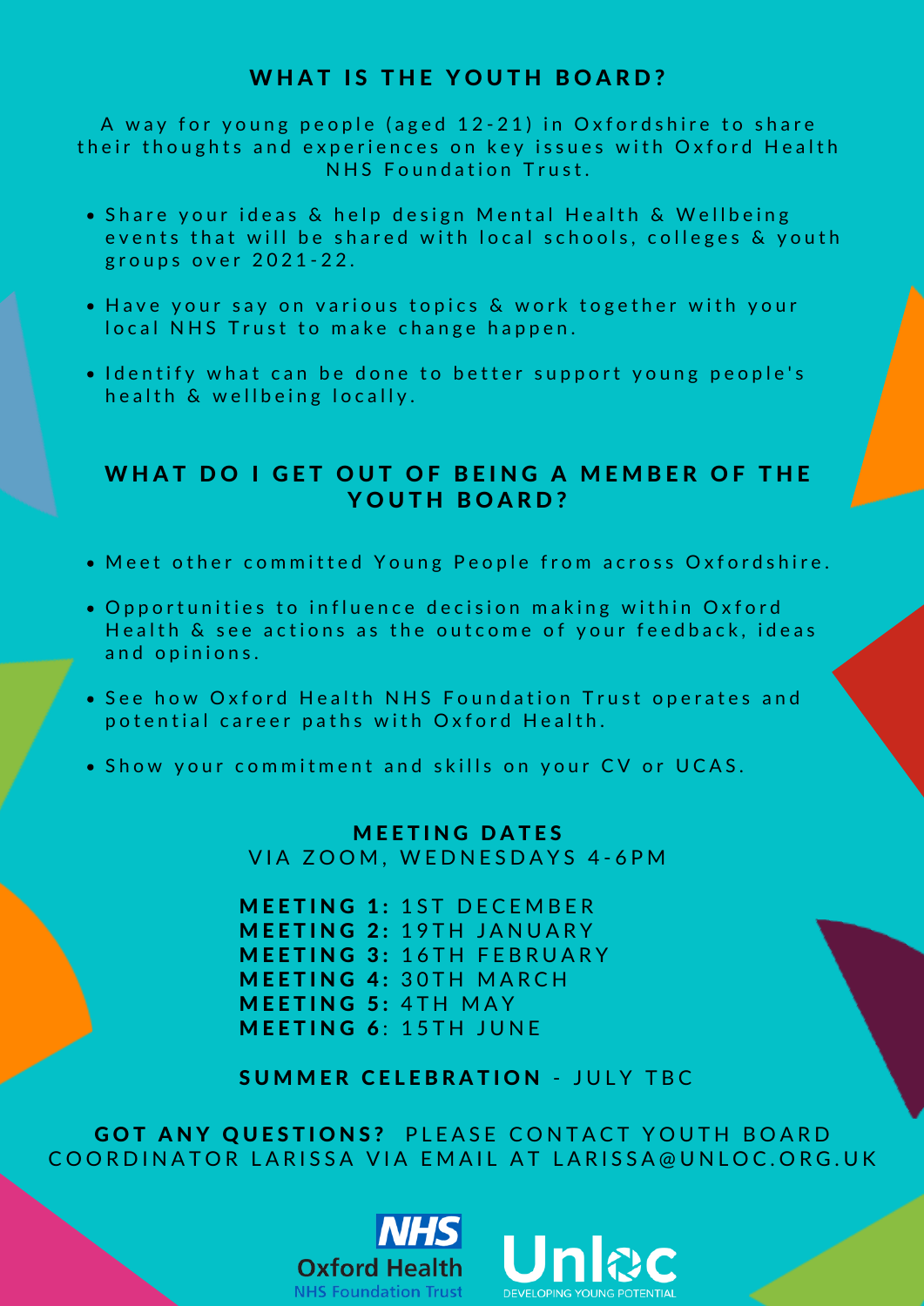## WHAT IS THE YOUTH BOARD?

A way for young people (aged 12-21) in Oxfordshire to share their thoughts and experiences on key issues with Oxford Health NHS Foundation Trust.

- Share your ideas & help design Mental Health & Wellbeing events that will be shared with local schools, colleges & youth groups over 2021-22.
- Have your say on various topics & work together with your local NHS Trust to make change happen.
- Identify what can be done to better support young people's health & wellbeing locally.

## WHAT DO I GET OUT OF BEING A MEMBER OF THE YOUTH BOARD?

- Meet other committed Young People from across Oxfordshire.
- Opportunities to influence decision making within Oxford Health & see actions as the outcome of your feedback, ideas and opinions.
- See how Oxford Health NHS Foundation Trust operates and potential career paths with Oxford Health.
- Show your commitment and skills on your CV or UCAS.

**MEETING DATES**
VIA ZOOM, WEDNESDAYS 4-6PM

**MEETING 1:** 1ST DECEMBER
**MEETING 2:** 19TH JANUARY
**MEETING 3:** 16TH FEBRUARY
**MEETING 4:** 30TH MARCH
**MEETING 5:** 4TH MAY
**MEETING 6**: 15TH JUNE

**SUMMER CELEBRATION** - JULY TBC

**GOT ANY QUESTIONS?** PLEASE CONTACT YOUTH BOARD COORDINATOR LARISSA VIA EMAIL AT LARISSA@UNLOC.ORG.UK

NHS Oxford Health NHS Foundation Trust

Unloc DEVELOPING YOUNG POTENTIAL